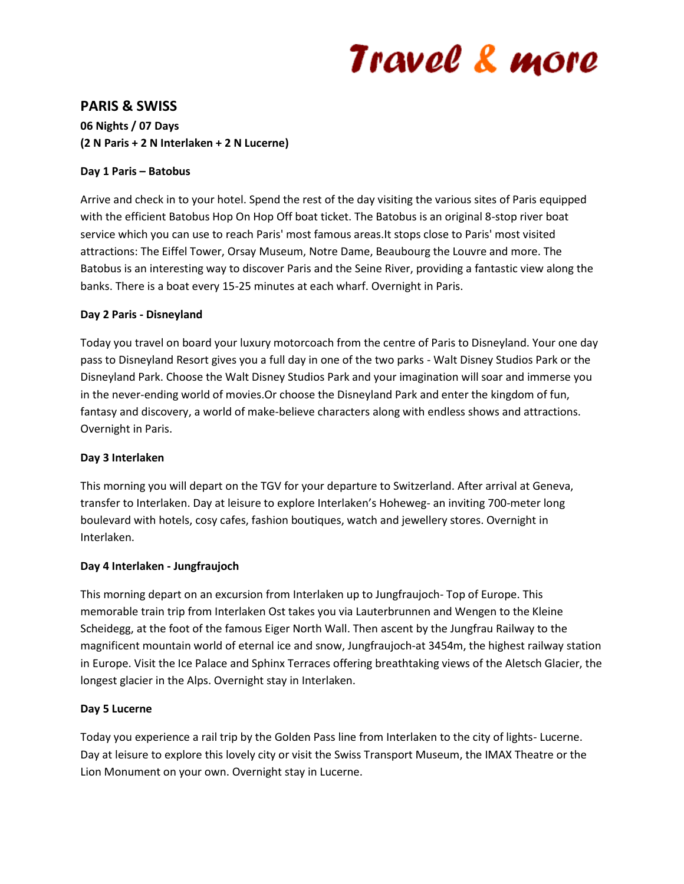Travel & more

## PARIS & SWISS

**06 Nights / 07 Days**
**(2 N Paris + 2 N Interlaken + 2 N Lucerne)**

**Day 1 Paris – Batobus**

Arrive and check in to your hotel. Spend the rest of the day visiting the various sites of Paris equipped with the efficient Batobus Hop On Hop Off boat ticket. The Batobus is an original 8-stop river boat service which you can use to reach Paris' most famous areas.It stops close to Paris' most visited attractions: The Eiffel Tower, Orsay Museum, Notre Dame, Beaubourg the Louvre and more. The Batobus is an interesting way to discover Paris and the Seine River, providing a fantastic view along the banks. There is a boat every 15-25 minutes at each wharf. Overnight in Paris.

**Day 2 Paris - Disneyland**

Today you travel on board your luxury motorcoach from the centre of Paris to Disneyland. Your one day pass to Disneyland Resort gives you a full day in one of the two parks - Walt Disney Studios Park or the Disneyland Park. Choose the Walt Disney Studios Park and your imagination will soar and immerse you in the never-ending world of movies.Or choose the Disneyland Park and enter the kingdom of fun, fantasy and discovery, a world of make-believe characters along with endless shows and attractions. Overnight in Paris.

**Day 3 Interlaken**

This morning you will depart on the TGV for your departure to Switzerland. After arrival at Geneva, transfer to Interlaken. Day at leisure to explore Interlaken's Hoheweg- an inviting 700-meter long boulevard with hotels, cosy cafes, fashion boutiques, watch and jewellery stores. Overnight in Interlaken.

**Day 4 Interlaken - Jungfraujoch**

This morning depart on an excursion from Interlaken up to Jungfraujoch- Top of Europe. This memorable train trip from Interlaken Ost takes you via Lauterbrunnen and Wengen to the Kleine Scheidegg, at the foot of the famous Eiger North Wall. Then ascent by the Jungfrau Railway to the magnificent mountain world of eternal ice and snow, Jungfraujoch-at 3454m, the highest railway station in Europe. Visit the Ice Palace and Sphinx Terraces offering breathtaking views of the Aletsch Glacier, the longest glacier in the Alps. Overnight stay in Interlaken.

**Day 5 Lucerne**

Today you experience a rail trip by the Golden Pass line from Interlaken to the city of lights- Lucerne. Day at leisure to explore this lovely city or visit the Swiss Transport Museum, the IMAX Theatre or the Lion Monument on your own. Overnight stay in Lucerne.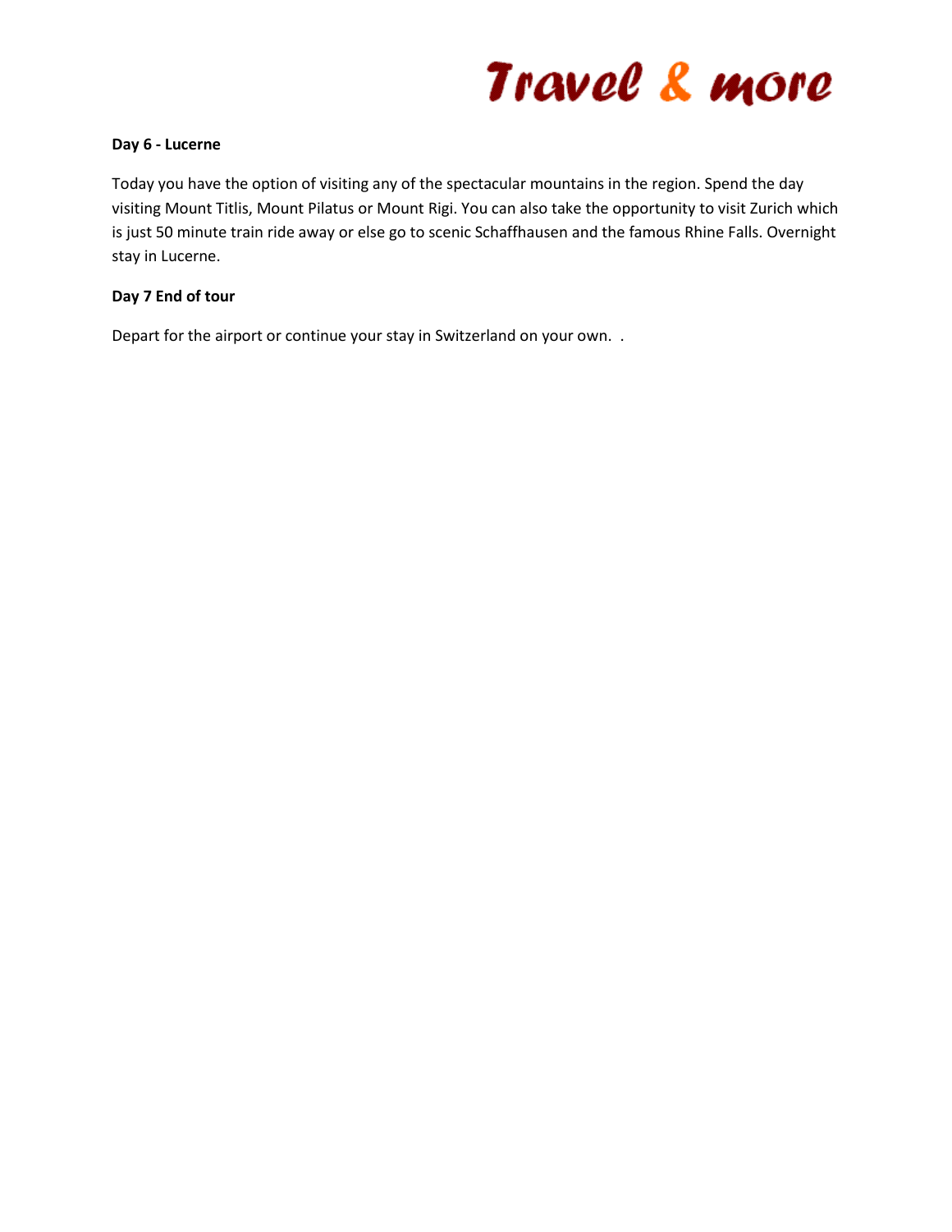**Day 6 - Lucerne**

Today you have the option of visiting any of the spectacular mountains in the region. Spend the day visiting Mount Titlis, Mount Pilatus or Mount Rigi. You can also take the opportunity to visit Zurich which is just 50 minute train ride away or else go to scenic Schaffhausen and the famous Rhine Falls. Overnight stay in Lucerne.

**Day 7 End of tour**

Depart for the airport or continue your stay in Switzerland on your own. .